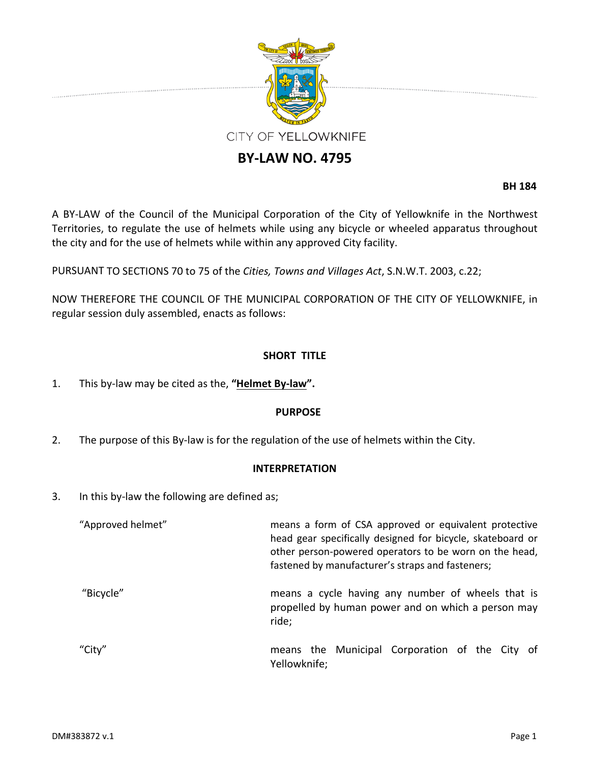CITY OF YELLOWKNIFE

# BY-LAW NO. 4795

**BH 184**

A BY-LAW of the Council of the Municipal Corporation of the City of Yellowknife in the Northwest Territories, to regulate the use of helmets while using any bicycle or wheeled apparatus throughout the city and for the use of helmets while within any approved City facility.

PURSUANT TO SECTIONS 70 to 75 of the *Cities, Towns and Villages Act*, S.N.W.T. 2003, c.22;

NOW THEREFORE THE COUNCIL OF THE MUNICIPAL CORPORATION OF THE CITY OF YELLOWKNIFE, in regular session duly assembled, enacts as follows:

## SHORT TITLE

1. This by-law may be cited as the, **"Helmet By-law".**

## PURPOSE

2. The purpose of this By-law is for the regulation of the use of helmets within the City.

## INTERPRETATION

3. In this by-law the following are defined as;

| | |
|---|---|
| "Approved helmet" | means a form of CSA approved or equivalent protective head gear specifically designed for bicycle, skateboard or other person-powered operators to be worn on the head, fastened by manufacturer's straps and fasteners; |
| "Bicycle" | means a cycle having any number of wheels that is propelled by human power and on which a person may ride; |
| "City" | means the Municipal Corporation of the City of Yellowknife; |

DM#383872 v.1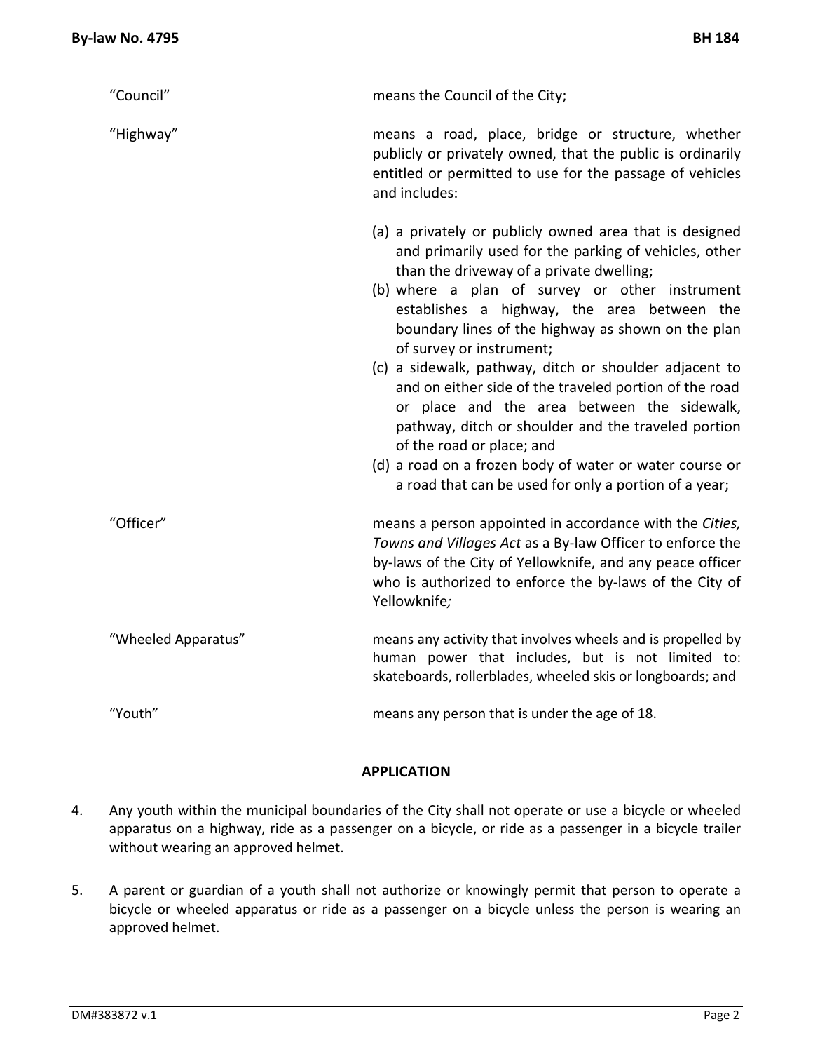"Council" means the Council of the City;

"Highway" means a road, place, bridge or structure, whether publicly or privately owned, that the public is ordinarily entitled or permitted to use for the passage of vehicles and includes:

(a) a privately or publicly owned area that is designed and primarily used for the parking of vehicles, other than the driveway of a private dwelling;
(b) where a plan of survey or other instrument establishes a highway, the area between the boundary lines of the highway as shown on the plan of survey or instrument;
(c) a sidewalk, pathway, ditch or shoulder adjacent to and on either side of the traveled portion of the road or place and the area between the sidewalk, pathway, ditch or shoulder and the traveled portion of the road or place; and
(d) a road on a frozen body of water or water course or a road that can be used for only a portion of a year;

"Officer" means a person appointed in accordance with the *Cities, Towns and Villages Act* as a By-law Officer to enforce the by-laws of the City of Yellowknife, and any peace officer who is authorized to enforce the by-laws of the City of Yellowknife*;*

"Wheeled Apparatus" means any activity that involves wheels and is propelled by human power that includes, but is not limited to: skateboards, rollerblades, wheeled skis or longboards; and

"Youth" means any person that is under the age of 18.

## APPLICATION

4. Any youth within the municipal boundaries of the City shall not operate or use a bicycle or wheeled apparatus on a highway, ride as a passenger on a bicycle, or ride as a passenger in a bicycle trailer without wearing an approved helmet.

5. A parent or guardian of a youth shall not authorize or knowingly permit that person to operate a bicycle or wheeled apparatus or ride as a passenger on a bicycle unless the person is wearing an approved helmet.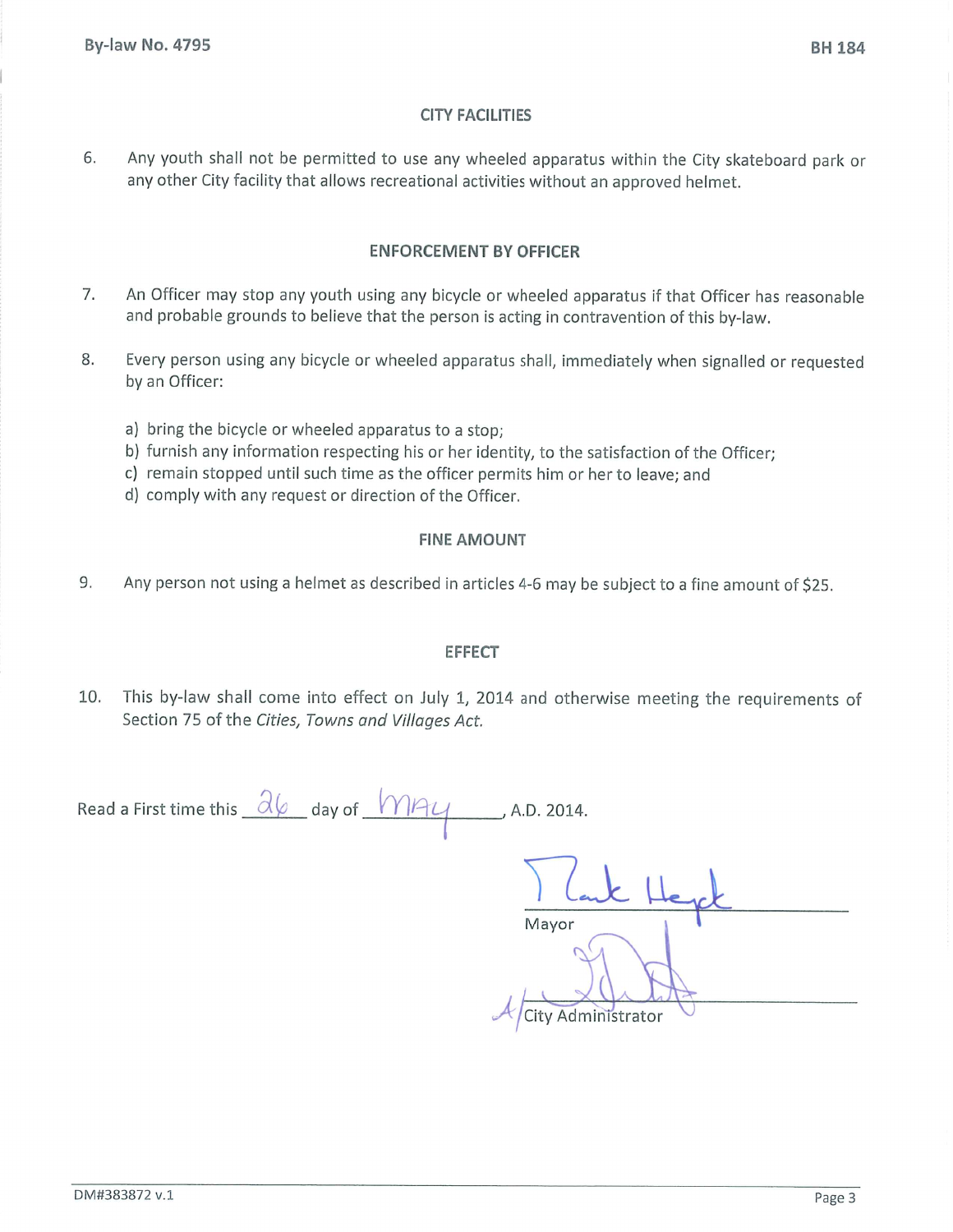## CITY FACILITIES

6. Any youth shall not be permitted to use any wheeled apparatus within the City skateboard park or any other City facility that allows recreational activities without an approved helmet.

## ENFORCEMENT BY OFFICER

7. An Officer may stop any youth using any bicycle or wheeled apparatus if that Officer has reasonable and probable grounds to believe that the person is acting in contravention of this by-law.

8. Every person using any bicycle or wheeled apparatus shall, immediately when signalled or requested by an Officer:

   a) bring the bicycle or wheeled apparatus to a stop;
   b) furnish any information respecting his or her identity, to the satisfaction of the Officer;
   c) remain stopped until such time as the officer permits him or her to leave; and
   d) comply with any request or direction of the Officer.

## FINE AMOUNT

9. Any person not using a helmet as described in articles 4-6 may be subject to a fine amount of $25.

## EFFECT

10. This by-law shall come into effect on July 1, 2014 and otherwise meeting the requirements of Section 75 of the *Cities, Towns and Villages Act.*

Read a First time this 26 day of May, A.D. 2014.

Mayor

A/City Administrator

DM#383872 v.1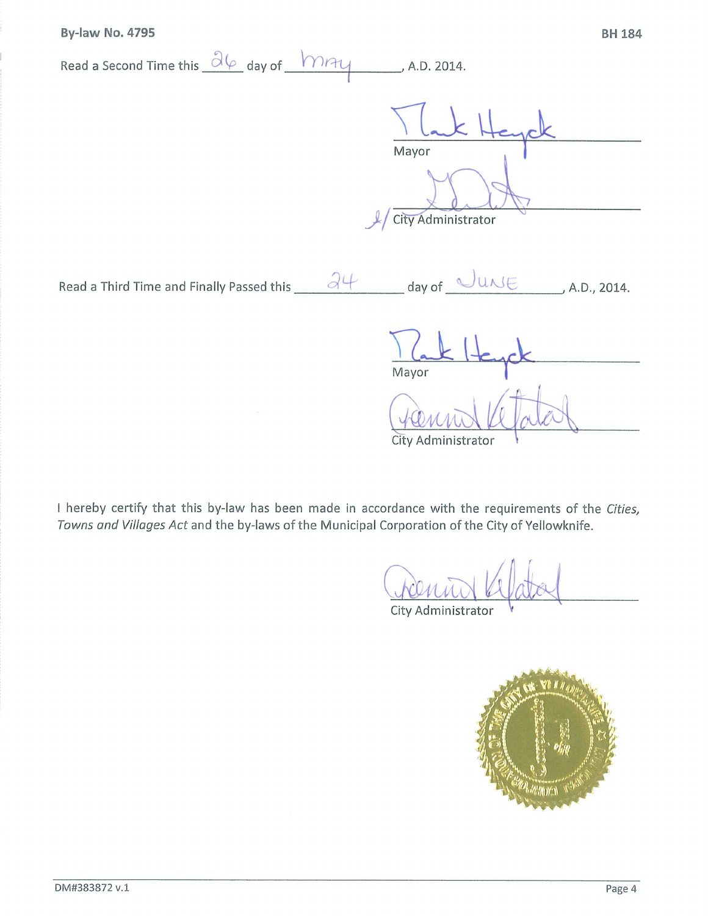By-law No. 4795 BH 184

Read a Second Time this 26 day of May, A.D. 2014.

Mayor

City Administrator

Read a Third Time and Finally Passed this 24 day of June, A.D., 2014.

Mayor

City Administrator

I hereby certify that this by-law has been made in accordance with the requirements of the *Cities, Towns and Villages Act* and the by-laws of the Municipal Corporation of the City of Yellowknife.

City Administrator

DM#383872 v.1